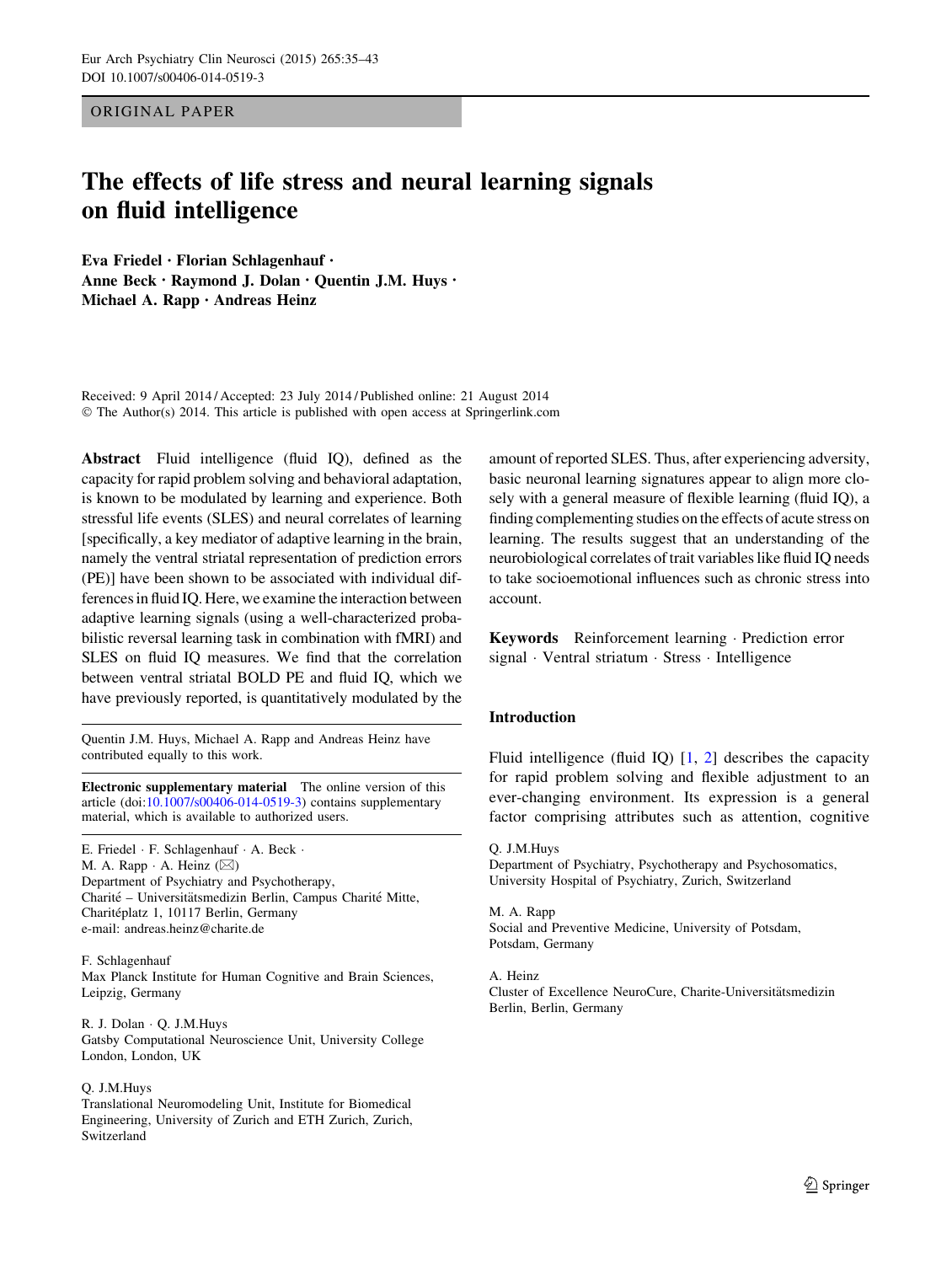ORIGINAL PAPER

# The effects of life stress and neural learning signals on fluid intelligence

**Eva Friedel · Florian Schlagenhauf · Anne Beck · Raymond J. Dolan · Quentin J.M. Huys · Michael A. Rapp · Andreas Heinz**

Received: 9 April 2014 / Accepted: 23 July 2014 / Published online: 21 August 2014
© The Author(s) 2014. This article is published with open access at Springerlink.com

**Abstract** Fluid intelligence (fluid IQ), defined as the capacity for rapid problem solving and behavioral adaptation, is known to be modulated by learning and experience. Both stressful life events (SLES) and neural correlates of learning [specifically, a key mediator of adaptive learning in the brain, namely the ventral striatal representation of prediction errors (PE)] have been shown to be associated with individual differences in fluid IQ. Here, we examine the interaction between adaptive learning signals (using a well-characterized probabilistic reversal learning task in combination with fMRI) and SLES on fluid IQ measures. We find that the correlation between ventral striatal BOLD PE and fluid IQ, which we have previously reported, is quantitatively modulated by the amount of reported SLES. Thus, after experiencing adversity, basic neuronal learning signatures appear to align more closely with a general measure of flexible learning (fluid IQ), a finding complementing studies on the effects of acute stress on learning. The results suggest that an understanding of the neurobiological correlates of trait variables like fluid IQ needs to take socioemotional influences such as chronic stress into account.

**Keywords** Reinforcement learning · Prediction error signal · Ventral striatum · Stress · Intelligence

Quentin J.M. Huys, Michael A. Rapp and Andreas Heinz have contributed equally to this work.

**Electronic supplementary material** The online version of this article (doi:10.1007/s00406-014-0519-3) contains supplementary material, which is available to authorized users.

E. Friedel · F. Schlagenhauf · A. Beck · M. A. Rapp · A. Heinz (✉)
Department of Psychiatry and Psychotherapy, Charité – Universitätsmedizin Berlin, Campus Charité Mitte, Charitéplatz 1, 10117 Berlin, Germany
e-mail: andreas.heinz@charite.de

F. Schlagenhauf
Max Planck Institute for Human Cognitive and Brain Sciences, Leipzig, Germany

R. J. Dolan · Q. J.M.Huys
Gatsby Computational Neuroscience Unit, University College London, London, UK

Q. J.M.Huys
Translational Neuromodeling Unit, Institute for Biomedical Engineering, University of Zurich and ETH Zurich, Zurich, Switzerland

Q. J.M.Huys
Department of Psychiatry, Psychotherapy and Psychosomatics, University Hospital of Psychiatry, Zurich, Switzerland

M. A. Rapp
Social and Preventive Medicine, University of Potsdam, Potsdam, Germany

A. Heinz
Cluster of Excellence NeuroCure, Charite-Universitätsmedizin Berlin, Berlin, Germany

## Introduction

Fluid intelligence (fluid IQ) [1, 2] describes the capacity for rapid problem solving and flexible adjustment to an ever-changing environment. Its expression is a general factor comprising attributes such as attention, cognitive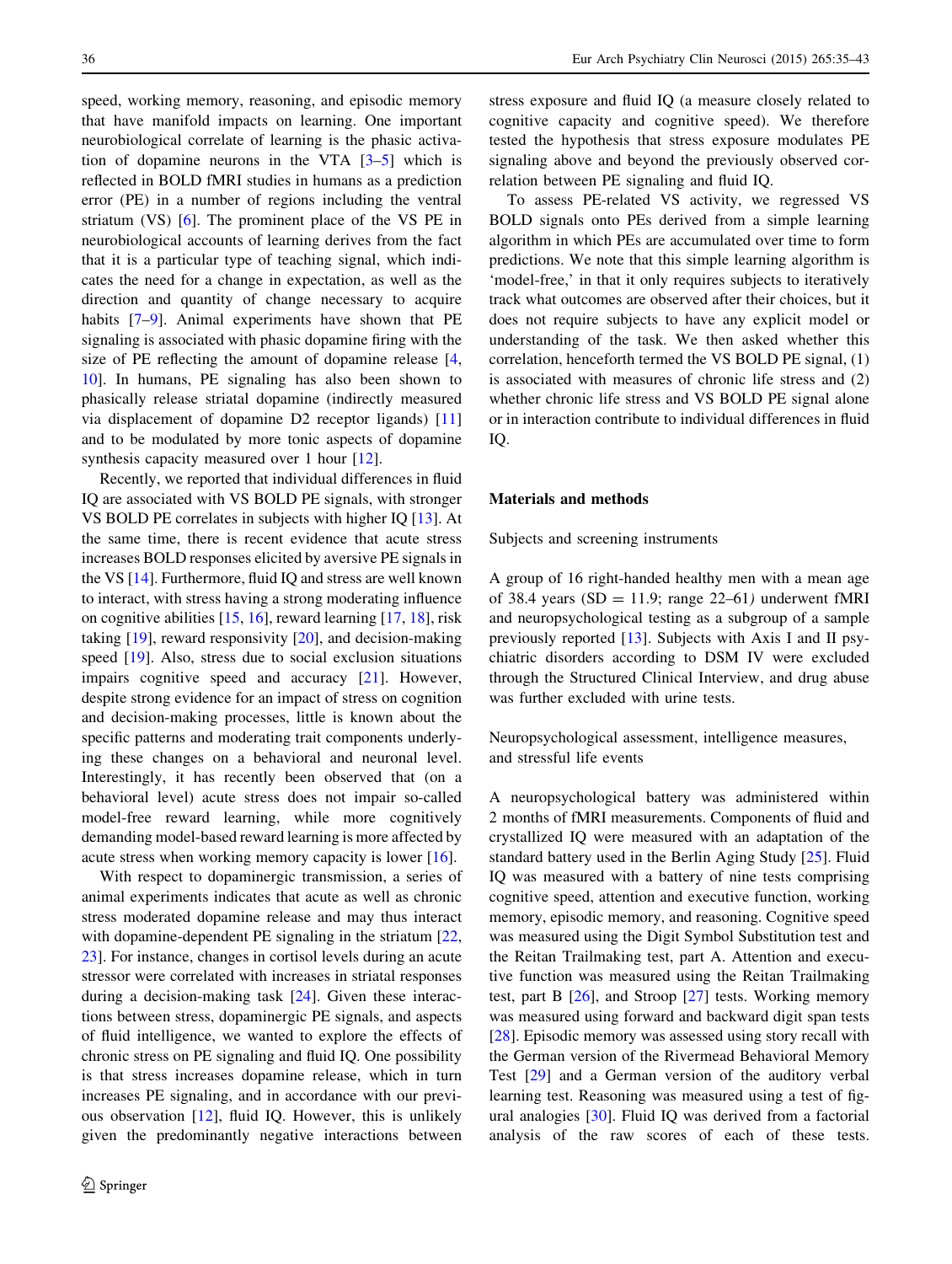speed, working memory, reasoning, and episodic memory that have manifold impacts on learning. One important neurobiological correlate of learning is the phasic activation of dopamine neurons in the VTA [3–5] which is reflected in BOLD fMRI studies in humans as a prediction error (PE) in a number of regions including the ventral striatum (VS) [6]. The prominent place of the VS PE in neurobiological accounts of learning derives from the fact that it is a particular type of teaching signal, which indicates the need for a change in expectation, as well as the direction and quantity of change necessary to acquire habits [7–9]. Animal experiments have shown that PE signaling is associated with phasic dopamine firing with the size of PE reflecting the amount of dopamine release [4, 10]. In humans, PE signaling has also been shown to phasically release striatal dopamine (indirectly measured via displacement of dopamine D2 receptor ligands) [11] and to be modulated by more tonic aspects of dopamine synthesis capacity measured over 1 hour [12].

Recently, we reported that individual differences in fluid IQ are associated with VS BOLD PE signals, with stronger VS BOLD PE correlates in subjects with higher IQ [13]. At the same time, there is recent evidence that acute stress increases BOLD responses elicited by aversive PE signals in the VS [14]. Furthermore, fluid IQ and stress are well known to interact, with stress having a strong moderating influence on cognitive abilities [15, 16], reward learning [17, 18], risk taking [19], reward responsivity [20], and decision-making speed [19]. Also, stress due to social exclusion situations impairs cognitive speed and accuracy [21]. However, despite strong evidence for an impact of stress on cognition and decision-making processes, little is known about the specific patterns and moderating trait components underlying these changes on a behavioral and neuronal level. Interestingly, it has recently been observed that (on a behavioral level) acute stress does not impair so-called model-free reward learning, while more cognitively demanding model-based reward learning is more affected by acute stress when working memory capacity is lower [16].

With respect to dopaminergic transmission, a series of animal experiments indicates that acute as well as chronic stress moderated dopamine release and may thus interact with dopamine-dependent PE signaling in the striatum [22, 23]. For instance, changes in cortisol levels during an acute stressor were correlated with increases in striatal responses during a decision-making task [24]. Given these interactions between stress, dopaminergic PE signals, and aspects of fluid intelligence, we wanted to explore the effects of chronic stress on PE signaling and fluid IQ. One possibility is that stress increases dopamine release, which in turn increases PE signaling, and in accordance with our previous observation [12], fluid IQ. However, this is unlikely given the predominantly negative interactions between stress exposure and fluid IQ (a measure closely related to cognitive capacity and cognitive speed). We therefore tested the hypothesis that stress exposure modulates PE signaling above and beyond the previously observed correlation between PE signaling and fluid IQ.

To assess PE-related VS activity, we regressed VS BOLD signals onto PEs derived from a simple learning algorithm in which PEs are accumulated over time to form predictions. We note that this simple learning algorithm is 'model-free,' in that it only requires subjects to iteratively track what outcomes are observed after their choices, but it does not require subjects to have any explicit model or understanding of the task. We then asked whether this correlation, henceforth termed the VS BOLD PE signal, (1) is associated with measures of chronic life stress and (2) whether chronic life stress and VS BOLD PE signal alone or in interaction contribute to individual differences in fluid IQ.

## Materials and methods

### Subjects and screening instruments

A group of 16 right-handed healthy men with a mean age of 38.4 years (SD = 11.9; range 22–61*)* underwent fMRI and neuropsychological testing as a subgroup of a sample previously reported [13]. Subjects with Axis I and II psychiatric disorders according to DSM IV were excluded through the Structured Clinical Interview, and drug abuse was further excluded with urine tests.

### Neuropsychological assessment, intelligence measures, and stressful life events

A neuropsychological battery was administered within 2 months of fMRI measurements. Components of fluid and crystallized IQ were measured with an adaptation of the standard battery used in the Berlin Aging Study [25]. Fluid IQ was measured with a battery of nine tests comprising cognitive speed, attention and executive function, working memory, episodic memory, and reasoning. Cognitive speed was measured using the Digit Symbol Substitution test and the Reitan Trailmaking test, part A. Attention and executive function was measured using the Reitan Trailmaking test, part B [26], and Stroop [27] tests. Working memory was measured using forward and backward digit span tests [28]. Episodic memory was assessed using story recall with the German version of the Rivermead Behavioral Memory Test [29] and a German version of the auditory verbal learning test. Reasoning was measured using a test of figural analogies [30]. Fluid IQ was derived from a factorial analysis of the raw scores of each of these tests.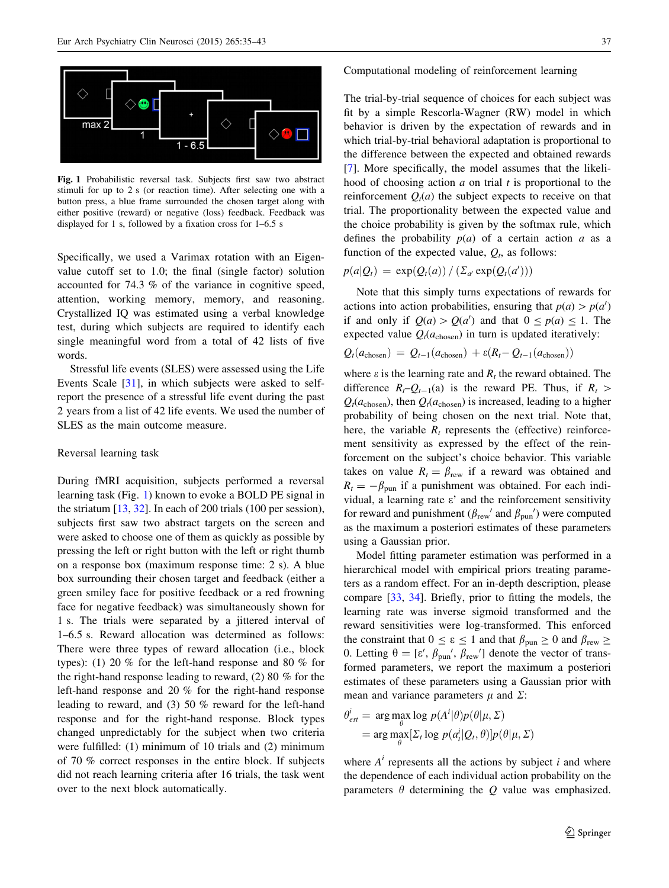Fig. 1 Probabilistic reversal task. Subjects first saw two abstract stimuli for up to 2 s (or reaction time). After selecting one with a button press, a blue frame surrounded the chosen target along with either positive (reward) or negative (loss) feedback. Feedback was displayed for 1 s, followed by a fixation cross for 1–6.5 s

Specifically, we used a Varimax rotation with an Eigenvalue cutoff set to 1.0; the final (single factor) solution accounted for 74.3 % of the variance in cognitive speed, attention, working memory, memory, and reasoning. Crystallized IQ was estimated using a verbal knowledge test, during which subjects are required to identify each single meaningful word from a total of 42 lists of five words.

Stressful life events (SLES) were assessed using the Life Events Scale [31], in which subjects were asked to self-report the presence of a stressful life event during the past 2 years from a list of 42 life events. We used the number of SLES as the main outcome measure.

## Reversal learning task

During fMRI acquisition, subjects performed a reversal learning task (Fig. 1) known to evoke a BOLD PE signal in the striatum [13, 32]. In each of 200 trials (100 per session), subjects first saw two abstract targets on the screen and were asked to choose one of them as quickly as possible by pressing the left or right button with the left or right thumb on a response box (maximum response time: 2 s). After a blue box surrounding their chosen target and feedback (either a green smiley face for positive feedback or a red frowning face for negative feedback) was simultaneously shown for 1 s. The trials were separated by a jittered interval of 1–6.5 s. Reward allocation was determined as follows: There were three types of reward allocation (i.e., block types): (1) 20 % for the left-hand response and 80 % for the right-hand response leading to reward, (2) 80 % for the left-hand response and 20 % for the right-hand response leading to reward, and (3) 50 % reward for the left-hand response and for the right-hand response. Block types changed unpredictably for the subject when two criteria were fulfilled: (1) minimum of 10 trials and (2) minimum of 70 % correct responses in the entire block. If subjects did not reach learning criteria after 16 trials, the task went over to the next block automatically.

## Computational modeling of reinforcement learning

The trial-by-trial sequence of choices for each subject was fit by a simple Rescorla-Wagner (RW) model in which behavior is driven by the expectation of rewards and in which trial-by-trial behavioral adaptation is proportional to the difference between the expected and obtained rewards [7]. More specifically, the model assumes that the likelihood of choosing action $a$ on trial $t$ is proportional to the reinforcement $Q_t(a)$ the subject expects to receive on that trial. The proportionality between the expected value and the choice probability is given by the softmax rule, which defines the probability $p(a)$ of a certain action $a$ as a function of the expected value, $Q_t$, as follows:

$$p(a|Q_t) = \exp(Q_t(a)) \,/\, (\Sigma_{a'} \exp(Q_t(a')))$$

Note that this simply turns expectations of rewards for actions into action probabilities, ensuring that $p(a) > p(a')$ if and only if $Q(a) > Q(a')$ and that $0 \leq p(a) \leq 1$. The expected value $Q_t(a_{\text{chosen}})$ in turn is updated iteratively:

$$Q_t(a_{\text{chosen}}) = Q_{t-1}(a_{\text{chosen}}) + \varepsilon(R_t - Q_{t-1}(a_{\text{chosen}}))$$

where $\varepsilon$ is the learning rate and $R_t$ the reward obtained. The difference $R_t$–$Q_{t-1}$(a) is the reward PE. Thus, if $R_t > Q_t(a_{\text{chosen}})$, then $Q_t(a_{\text{chosen}})$ is increased, leading to a higher probability of being chosen on the next trial. Note that, here, the variable $R_t$ represents the (effective) reinforcement sensitivity as expressed by the effect of the reinforcement on the subject's choice behavior. This variable takes on value $R_t = \beta_{\text{rew}}$ if a reward was obtained and $R_t = -\beta_{\text{pun}}$ if a punishment was obtained. For each individual, a learning rate $\varepsilon$' and the reinforcement sensitivity for reward and punishment ($\beta_{\text{rew}}'$ and $\beta_{\text{pun}}'$) were computed as the maximum a posteriori estimates of these parameters using a Gaussian prior.

Model fitting parameter estimation was performed in a hierarchical model with empirical priors treating parameters as a random effect. For an in-depth description, please compare [33, 34]. Briefly, prior to fitting the models, the learning rate was inverse sigmoid transformed and the reward sensitivities were log-transformed. This enforced the constraint that $0 \leq \varepsilon \leq 1$ and that $\beta_{\text{pun}} \geq 0$ and $\beta_{\text{rew}} \geq 0$. Letting $\theta = [\varepsilon', \beta_{\text{pun}}', \beta_{\text{rew}}']$ denote the vector of transformed parameters, we report the maximum a posteriori estimates of these parameters using a Gaussian prior with mean and variance parameters $\mu$ and $\Sigma$:

$$\begin{aligned}\theta^i_{est} &= \arg\max_{\theta} \log\, p(A^i|\theta)p(\theta|\mu, \Sigma)\\ &= \arg\max_{\theta}[\Sigma_t \log\, p(a^i_t|Q_t, \theta)]p(\theta|\mu, \Sigma)\end{aligned}$$

where $A^i$ represents all the actions by subject $i$ and where the dependence of each individual action probability on the parameters $\theta$ determining the $Q$ value was emphasized.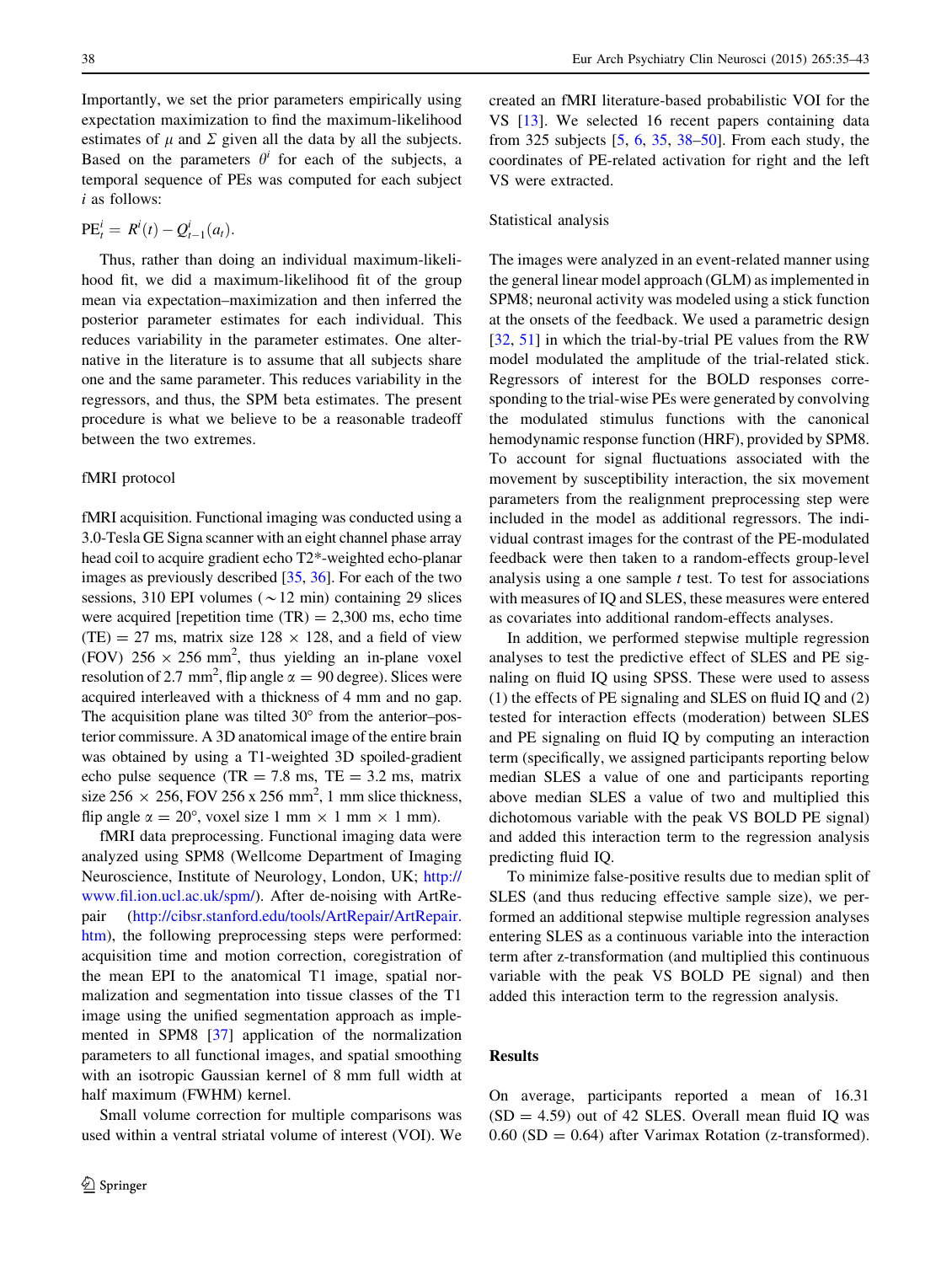Importantly, we set the prior parameters empirically using expectation maximization to find the maximum-likelihood estimates of $\mu$ and $\Sigma$ given all the data by all the subjects. Based on the parameters $\theta^i$ for each of the subjects, a temporal sequence of PEs was computed for each subject $i$ as follows:

$$\mathrm{PE}_t^i = R^i(t) - Q_{t-1}^i(a_t).$$

Thus, rather than doing an individual maximum-likelihood fit, we did a maximum-likelihood fit of the group mean via expectation–maximization and then inferred the posterior parameter estimates for each individual. This reduces variability in the parameter estimates. One alternative in the literature is to assume that all subjects share one and the same parameter. This reduces variability in the regressors, and thus, the SPM beta estimates. The present procedure is what we believe to be a reasonable tradeoff between the two extremes.

### fMRI protocol

fMRI acquisition. Functional imaging was conducted using a 3.0-Tesla GE Signa scanner with an eight channel phase array head coil to acquire gradient echo T2*-weighted echo-planar images as previously described [35, 36]. For each of the two sessions, 310 EPI volumes (~12 min) containing 29 slices were acquired [repetition time (TR) = 2,300 ms, echo time (TE) = 27 ms, matrix size 128 × 128, and a field of view (FOV) 256 × 256 mm$^2$, thus yielding an in-plane voxel resolution of 2.7 mm$^2$, flip angle $\alpha$ = 90 degree). Slices were acquired interleaved with a thickness of 4 mm and no gap. The acquisition plane was tilted 30° from the anterior–posterior commissure. A 3D anatomical image of the entire brain was obtained by using a T1-weighted 3D spoiled-gradient echo pulse sequence (TR = 7.8 ms, TE = 3.2 ms, matrix size 256 × 256, FOV 256 x 256 mm$^2$, 1 mm slice thickness, flip angle $\alpha$ = 20°, voxel size 1 mm × 1 mm × 1 mm).

fMRI data preprocessing. Functional imaging data were analyzed using SPM8 (Wellcome Department of Imaging Neuroscience, Institute of Neurology, London, UK; http://www.fil.ion.ucl.ac.uk/spm/). After de-noising with ArtRepair (http://cibsr.stanford.edu/tools/ArtRepair/ArtRepair.htm), the following preprocessing steps were performed: acquisition time and motion correction, coregistration of the mean EPI to the anatomical T1 image, spatial normalization and segmentation into tissue classes of the T1 image using the unified segmentation approach as implemented in SPM8 [37] application of the normalization parameters to all functional images, and spatial smoothing with an isotropic Gaussian kernel of 8 mm full width at half maximum (FWHM) kernel.

Small volume correction for multiple comparisons was used within a ventral striatal volume of interest (VOI). We created an fMRI literature-based probabilistic VOI for the VS [13]. We selected 16 recent papers containing data from 325 subjects [5, 6, 35, 38–50]. From each study, the coordinates of PE-related activation for right and the left VS were extracted.

### Statistical analysis

The images were analyzed in an event-related manner using the general linear model approach (GLM) as implemented in SPM8; neuronal activity was modeled using a stick function at the onsets of the feedback. We used a parametric design [32, 51] in which the trial-by-trial PE values from the RW model modulated the amplitude of the trial-related stick. Regressors of interest for the BOLD responses corresponding to the trial-wise PEs were generated by convolving the modulated stimulus functions with the canonical hemodynamic response function (HRF), provided by SPM8. To account for signal fluctuations associated with the movement by susceptibility interaction, the six movement parameters from the realignment preprocessing step were included in the model as additional regressors. The individual contrast images for the contrast of the PE-modulated feedback were then taken to a random-effects group-level analysis using a one sample $t$ test. To test for associations with measures of IQ and SLES, these measures were entered as covariates into additional random-effects analyses.

In addition, we performed stepwise multiple regression analyses to test the predictive effect of SLES and PE signaling on fluid IQ using SPSS. These were used to assess (1) the effects of PE signaling and SLES on fluid IQ and (2) tested for interaction effects (moderation) between SLES and PE signaling on fluid IQ by computing an interaction term (specifically, we assigned participants reporting below median SLES a value of one and participants reporting above median SLES a value of two and multiplied this dichotomous variable with the peak VS BOLD PE signal) and added this interaction term to the regression analysis predicting fluid IQ.

To minimize false-positive results due to median split of SLES (and thus reducing effective sample size), we performed an additional stepwise multiple regression analyses entering SLES as a continuous variable into the interaction term after z-transformation (and multiplied this continuous variable with the peak VS BOLD PE signal) and then added this interaction term to the regression analysis.

## Results

On average, participants reported a mean of 16.31 (SD = 4.59) out of 42 SLES. Overall mean fluid IQ was 0.60 (SD = 0.64) after Varimax Rotation (z-transformed).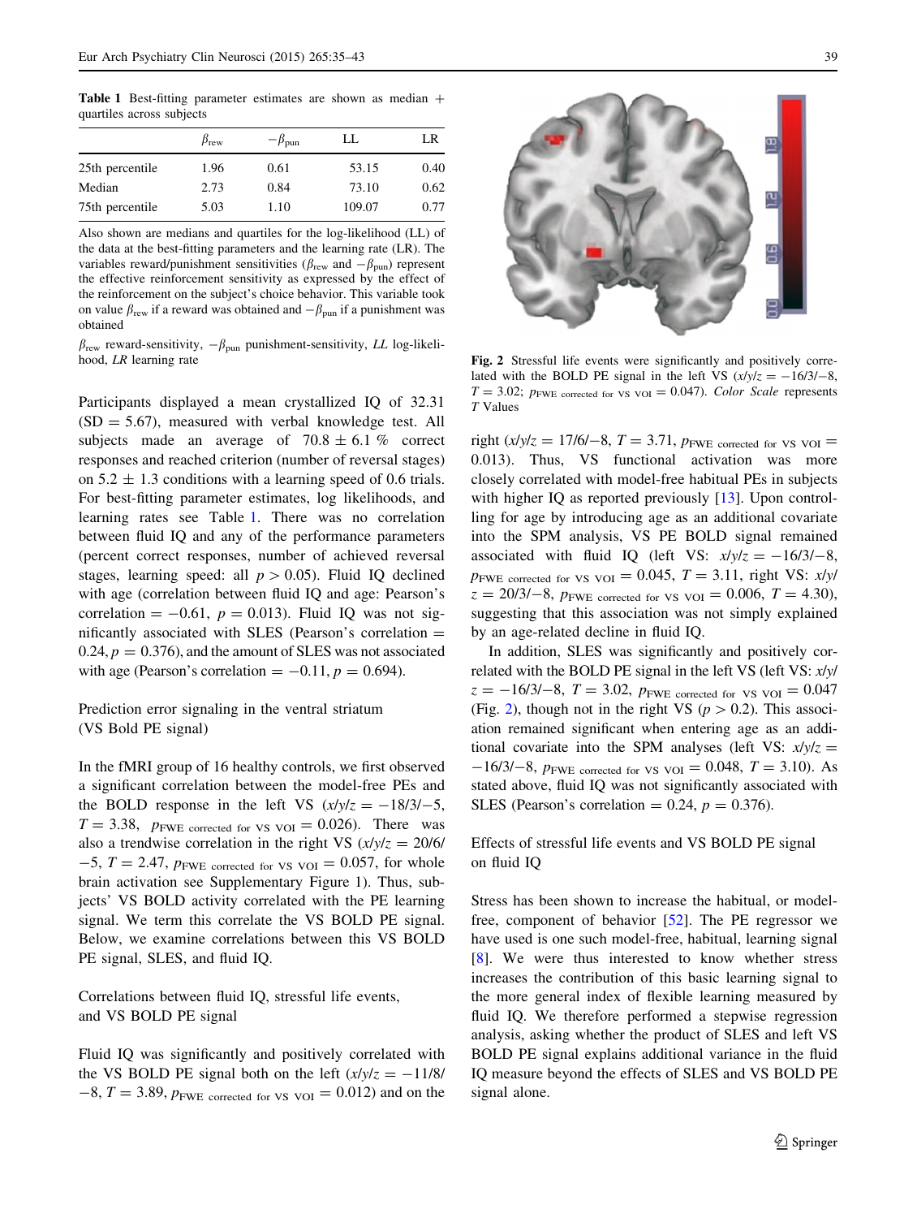**Table 1** Best-fitting parameter estimates are shown as median + quartiles across subjects

| | $\beta_{rew}$ | $-\beta_{pun}$ | LL | LR |
|---|---|---|---|---|
| 25th percentile | 1.96 | 0.61 | 53.15 | 0.40 |
| Median | 2.73 | 0.84 | 73.10 | 0.62 |
| 75th percentile | 5.03 | 1.10 | 109.07 | 0.77 |

Also shown are medians and quartiles for the log-likelihood (LL) of the data at the best-fitting parameters and the learning rate (LR). The variables reward/punishment sensitivities ($\beta_{rew}$ and $-\beta_{pun}$) represent the effective reinforcement sensitivity as expressed by the effect of the reinforcement on the subject's choice behavior. This variable took on value $\beta_{rew}$ if a reward was obtained and $-\beta_{pun}$ if a punishment was obtained

$\beta_{rew}$ reward-sensitivity, $-\beta_{pun}$ punishment-sensitivity, *LL* log-likelihood, *LR* learning rate

Participants displayed a mean crystallized IQ of 32.31 (SD = 5.67), measured with verbal knowledge test. All subjects made an average of 70.8 ± 6.1 % correct responses and reached criterion (number of reversal stages) on 5.2 ± 1.3 conditions with a learning speed of 0.6 trials. For best-fitting parameter estimates, log likelihoods, and learning rates see Table 1. There was no correlation between fluid IQ and any of the performance parameters (percent correct responses, number of achieved reversal stages, learning speed: all $p > 0.05$). Fluid IQ declined with age (correlation between fluid IQ and age: Pearson's correlation = −0.61, $p = 0.013$). Fluid IQ was not significantly associated with SLES (Pearson's correlation = 0.24, $p = 0.376$), and the amount of SLES was not associated with age (Pearson's correlation = −0.11, $p = 0.694$).

## Prediction error signaling in the ventral striatum (VS Bold PE signal)

In the fMRI group of 16 healthy controls, we first observed a significant correlation between the model-free PEs and the BOLD response in the left VS ($x/y/z = -18/3/-5$, $T = 3.38$, $p_{\text{FWE corrected for VS VOI}} = 0.026$). There was also a trendwise correlation in the right VS ($x/y/z = 20/6/-5$, $T = 2.47$, $p_{\text{FWE corrected for VS VOI}} = 0.057$, for whole brain activation see Supplementary Figure 1). Thus, subjects' VS BOLD activity correlated with the PE learning signal. We term this correlate the VS BOLD PE signal. Below, we examine correlations between this VS BOLD PE signal, SLES, and fluid IQ.

## Correlations between fluid IQ, stressful life events, and VS BOLD PE signal

Fluid IQ was significantly and positively correlated with the VS BOLD PE signal both on the left ($x/y/z = -11/8/-8$, $T = 3.89$, $p_{\text{FWE corrected for VS VOI}} = 0.012$) and on the right ($x/y/z = 17/6/-8$, $T = 3.71$, $p_{\text{FWE corrected for VS VOI}} = 0.013$). Thus, VS functional activation was more closely correlated with model-free habitual PEs in subjects with higher IQ as reported previously [13]. Upon controlling for age by introducing age as an additional covariate into the SPM analysis, VS PE BOLD signal remained associated with fluid IQ (left VS: $x/y/z = -16/3/-8$, $p_{\text{FWE corrected for VS VOI}} = 0.045$, $T = 3.11$, right VS: $x/y/z = 20/3/-8$, $p_{\text{FWE corrected for VS VOI}} = 0.006$, $T = 4.30$), suggesting that this association was not simply explained by an age-related decline in fluid IQ.

In addition, SLES was significantly and positively correlated with the BOLD PE signal in the left VS (left VS: $x/y/z = -16/3/-8$, $T = 3.02$, $p_{\text{FWE corrected for VS VOI}} = 0.047$ (Fig. 2), though not in the right VS ($p > 0.2$). This association remained significant when entering age as an additional covariate into the SPM analyses (left VS: $x/y/z = -16/3/-8$, $p_{\text{FWE corrected for VS VOI}} = 0.048$, $T = 3.10$). As stated above, fluid IQ was not significantly associated with SLES (Pearson's correlation = 0.24, $p = 0.376$).

**Fig. 2** Stressful life events were significantly and positively correlated with the BOLD PE signal in the left VS ($x/y/z = -16/3/-8$, $T = 3.02$; $p_{\text{FWE corrected for VS VOI}} = 0.047$). *Color Scale* represents *T* Values

## Effects of stressful life events and VS BOLD PE signal on fluid IQ

Stress has been shown to increase the habitual, or model-free, component of behavior [52]. The PE regressor we have used is one such model-free, habitual, learning signal [8]. We were thus interested to know whether stress increases the contribution of this basic learning signal to the more general index of flexible learning measured by fluid IQ. We therefore performed a stepwise regression analysis, asking whether the product of SLES and left VS BOLD PE signal explains additional variance in the fluid IQ measure beyond the effects of SLES and VS BOLD PE signal alone.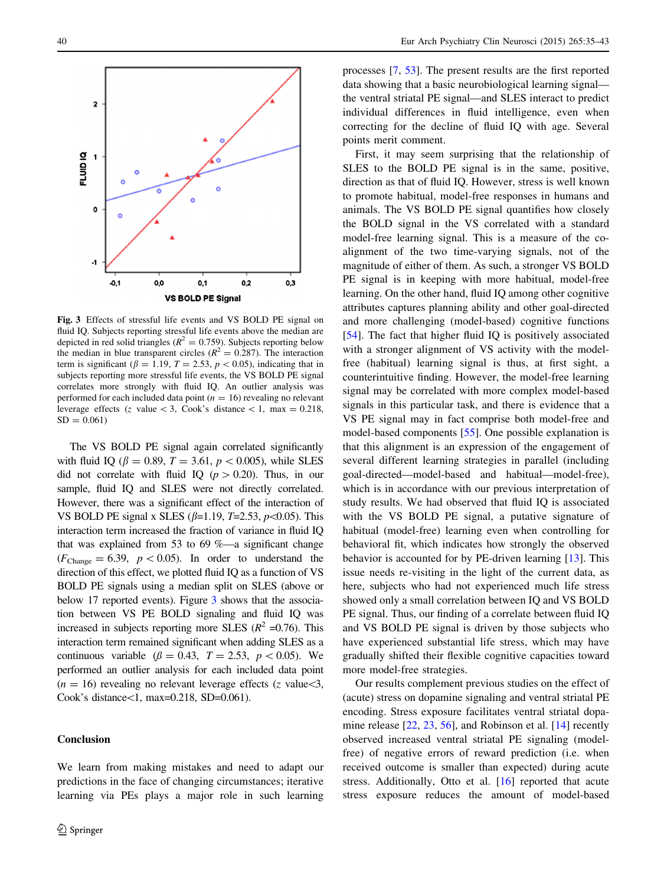FLUID IQ

2

1

0

-1

-0,1

0,0

0,1

0,2

0,3

VS BOLD PE Signal

**Fig. 3** Effects of stressful life events and VS BOLD PE signal on fluid IQ. Subjects reporting stressful life events above the median are depicted in red solid triangles ($R^2 = 0.759$). Subjects reporting below the median in blue transparent circles ($R^2 = 0.287$). The interaction term is significant ($\beta = 1.19$, $T = 2.53$, $p < 0.05$), indicating that in subjects reporting more stressful life events, the VS BOLD PE signal correlates more strongly with fluid IQ. An outlier analysis was performed for each included data point ($n = 16$) revealing no relevant leverage effects ($z$ value $< 3$, Cook's distance $< 1$, max $= 0.218$, SD $= 0.061$)

The VS BOLD PE signal again correlated significantly with fluid IQ ($\beta = 0.89$, $T = 3.61$, $p < 0.005$), while SLES did not correlate with fluid IQ ($p > 0.20$). Thus, in our sample, fluid IQ and SLES were not directly correlated. However, there was a significant effect of the interaction of VS BOLD PE signal x SLES ($\beta$=1.19, $T$=2.53, $p$<0.05). This interaction term increased the fraction of variance in fluid IQ that was explained from 53 to 69 %—a significant change ($F_{\text{Change}} = 6.39$, $p < 0.05$). In order to understand the direction of this effect, we plotted fluid IQ as a function of VS BOLD PE signals using a median split on SLES (above or below 17 reported events). Figure 3 shows that the association between VS PE BOLD signaling and fluid IQ was increased in subjects reporting more SLES ($R^2$ =0.76). This interaction term remained significant when adding SLES as a continuous variable ($\beta = 0.43$, $T = 2.53$, $p < 0.05$). We performed an outlier analysis for each included data point ($n = 16$) revealing no relevant leverage effects ($z$ value<3, Cook's distance<1, max=0.218, SD=0.061).

## Conclusion

We learn from making mistakes and need to adapt our predictions in the face of changing circumstances; iterative learning via PEs plays a major role in such learning processes [7, 53]. The present results are the first reported data showing that a basic neurobiological learning signal—the ventral striatal PE signal—and SLES interact to predict individual differences in fluid intelligence, even when correcting for the decline of fluid IQ with age. Several points merit comment.

First, it may seem surprising that the relationship of SLES to the BOLD PE signal is in the same, positive, direction as that of fluid IQ. However, stress is well known to promote habitual, model-free responses in humans and animals. The VS BOLD PE signal quantifies how closely the BOLD signal in the VS correlated with a standard model-free learning signal. This is a measure of the co-alignment of the two time-varying signals, not of the magnitude of either of them. As such, a stronger VS BOLD PE signal is in keeping with more habitual, model-free learning. On the other hand, fluid IQ among other cognitive attributes captures planning ability and other goal-directed and more challenging (model-based) cognitive functions [54]. The fact that higher fluid IQ is positively associated with a stronger alignment of VS activity with the model-free (habitual) learning signal is thus, at first sight, a counterintuitive finding. However, the model-free learning signal may be correlated with more complex model-based signals in this particular task, and there is evidence that a VS PE signal may in fact comprise both model-free and model-based components [55]. One possible explanation is that this alignment is an expression of the engagement of several different learning strategies in parallel (including goal-directed—model-based and habitual—model-free), which is in accordance with our previous interpretation of study results. We had observed that fluid IQ is associated with the VS BOLD PE signal, a putative signature of habitual (model-free) learning even when controlling for behavioral fit, which indicates how strongly the observed behavior is accounted for by PE-driven learning [13]. This issue needs re-visiting in the light of the current data, as here, subjects who had not experienced much life stress showed only a small correlation between IQ and VS BOLD PE signal. Thus, our finding of a correlate between fluid IQ and VS BOLD PE signal is driven by those subjects who have experienced substantial life stress, which may have gradually shifted their flexible cognitive capacities toward more model-free strategies.

Our results complement previous studies on the effect of (acute) stress on dopamine signaling and ventral striatal PE encoding. Stress exposure facilitates ventral striatal dopamine release [22, 23, 56], and Robinson et al. [14] recently observed increased ventral striatal PE signaling (model-free) of negative errors of reward prediction (i.e. when received outcome is smaller than expected) during acute stress. Additionally, Otto et al. [16] reported that acute stress exposure reduces the amount of model-based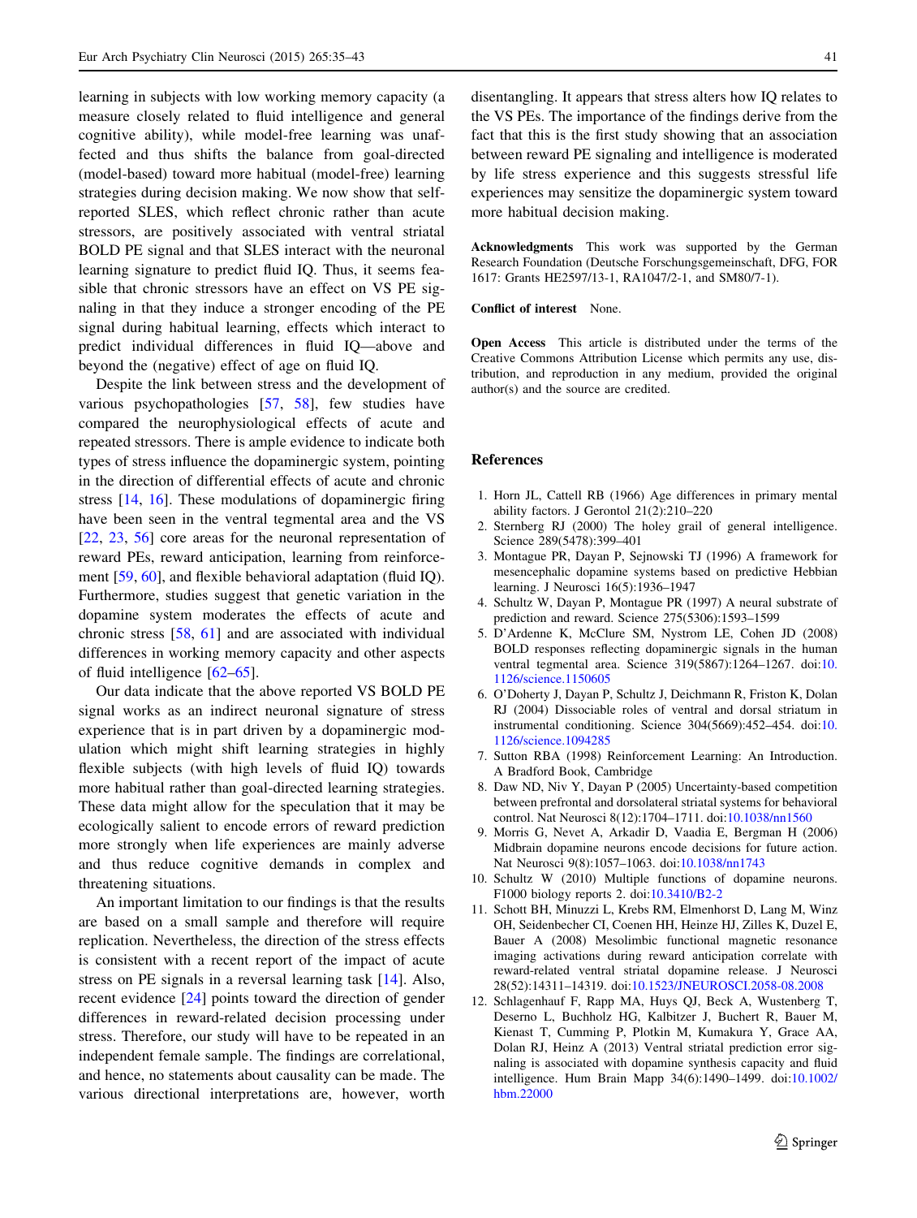learning in subjects with low working memory capacity (a measure closely related to fluid intelligence and general cognitive ability), while model-free learning was unaffected and thus shifts the balance from goal-directed (model-based) toward more habitual (model-free) learning strategies during decision making. We now show that self-reported SLES, which reflect chronic rather than acute stressors, are positively associated with ventral striatal BOLD PE signal and that SLES interact with the neuronal learning signature to predict fluid IQ. Thus, it seems feasible that chronic stressors have an effect on VS PE signaling in that they induce a stronger encoding of the PE signal during habitual learning, effects which interact to predict individual differences in fluid IQ—above and beyond the (negative) effect of age on fluid IQ.

Despite the link between stress and the development of various psychopathologies [57, 58], few studies have compared the neurophysiological effects of acute and repeated stressors. There is ample evidence to indicate both types of stress influence the dopaminergic system, pointing in the direction of differential effects of acute and chronic stress [14, 16]. These modulations of dopaminergic firing have been seen in the ventral tegmental area and the VS [22, 23, 56] core areas for the neuronal representation of reward PEs, reward anticipation, learning from reinforcement [59, 60], and flexible behavioral adaptation (fluid IQ). Furthermore, studies suggest that genetic variation in the dopamine system moderates the effects of acute and chronic stress [58, 61] and are associated with individual differences in working memory capacity and other aspects of fluid intelligence [62–65].

Our data indicate that the above reported VS BOLD PE signal works as an indirect neuronal signature of stress experience that is in part driven by a dopaminergic modulation which might shift learning strategies in highly flexible subjects (with high levels of fluid IQ) towards more habitual rather than goal-directed learning strategies. These data might allow for the speculation that it may be ecologically salient to encode errors of reward prediction more strongly when life experiences are mainly adverse and thus reduce cognitive demands in complex and threatening situations.

An important limitation to our findings is that the results are based on a small sample and therefore will require replication. Nevertheless, the direction of the stress effects is consistent with a recent report of the impact of acute stress on PE signals in a reversal learning task [14]. Also, recent evidence [24] points toward the direction of gender differences in reward-related decision processing under stress. Therefore, our study will have to be repeated in an independent female sample. The findings are correlational, and hence, no statements about causality can be made. The various directional interpretations are, however, worth disentangling. It appears that stress alters how IQ relates to the VS PEs. The importance of the findings derive from the fact that this is the first study showing that an association between reward PE signaling and intelligence is moderated by life stress experience and this suggests stressful life experiences may sensitize the dopaminergic system toward more habitual decision making.

**Acknowledgments** This work was supported by the German Research Foundation (Deutsche Forschungsgemeinschaft, DFG, FOR 1617: Grants HE2597/13-1, RA1047/2-1, and SM80/7-1).

**Conflict of interest** None.

**Open Access** This article is distributed under the terms of the Creative Commons Attribution License which permits any use, distribution, and reproduction in any medium, provided the original author(s) and the source are credited.

## References

1. Horn JL, Cattell RB (1966) Age differences in primary mental ability factors. J Gerontol 21(2):210–220
2. Sternberg RJ (2000) The holey grail of general intelligence. Science 289(5478):399–401
3. Montague PR, Dayan P, Sejnowski TJ (1996) A framework for mesencephalic dopamine systems based on predictive Hebbian learning. J Neurosci 16(5):1936–1947
4. Schultz W, Dayan P, Montague PR (1997) A neural substrate of prediction and reward. Science 275(5306):1593–1599
5. D'Ardenne K, McClure SM, Nystrom LE, Cohen JD (2008) BOLD responses reflecting dopaminergic signals in the human ventral tegmental area. Science 319(5867):1264–1267. doi:10.1126/science.1150605
6. O'Doherty J, Dayan P, Schultz J, Deichmann R, Friston K, Dolan RJ (2004) Dissociable roles of ventral and dorsal striatum in instrumental conditioning. Science 304(5669):452–454. doi:10.1126/science.1094285
7. Sutton RBA (1998) Reinforcement Learning: An Introduction. A Bradford Book, Cambridge
8. Daw ND, Niv Y, Dayan P (2005) Uncertainty-based competition between prefrontal and dorsolateral striatal systems for behavioral control. Nat Neurosci 8(12):1704–1711. doi:10.1038/nn1560
9. Morris G, Nevet A, Arkadir D, Vaadia E, Bergman H (2006) Midbrain dopamine neurons encode decisions for future action. Nat Neurosci 9(8):1057–1063. doi:10.1038/nn1743
10. Schultz W (2010) Multiple functions of dopamine neurons. F1000 biology reports 2. doi:10.3410/B2-2
11. Schott BH, Minuzzi L, Krebs RM, Elmenhorst D, Lang M, Winz OH, Seidenbecher CI, Coenen HH, Heinze HJ, Zilles K, Duzel E, Bauer A (2008) Mesolimbic functional magnetic resonance imaging activations during reward anticipation correlate with reward-related ventral striatal dopamine release. J Neurosci 28(52):14311–14319. doi:10.1523/JNEUROSCI.2058-08.2008
12. Schlagenhauf F, Rapp MA, Huys QJ, Beck A, Wustenberg T, Deserno L, Buchholz HG, Kalbitzer J, Buchert R, Bauer M, Kienast T, Cumming P, Plotkin M, Kumakura Y, Grace AA, Dolan RJ, Heinz A (2013) Ventral striatal prediction error signaling is associated with dopamine synthesis capacity and fluid intelligence. Hum Brain Mapp 34(6):1490–1499. doi:10.1002/hbm.22000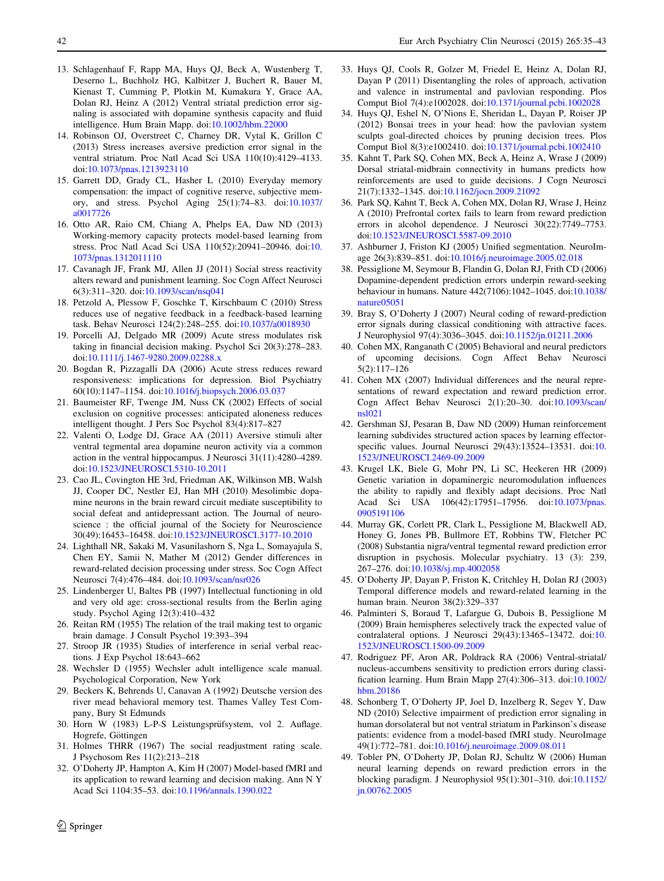13. Schlagenhauf F, Rapp MA, Huys QJ, Beck A, Wustenberg T, Deserno L, Buchholz HG, Kalbitzer J, Buchert R, Bauer M, Kienast T, Cumming P, Plotkin M, Kumakura Y, Grace AA, Dolan RJ, Heinz A (2012) Ventral striatal prediction error signaling is associated with dopamine synthesis capacity and fluid intelligence. Hum Brain Mapp. doi:10.1002/hbm.22000
14. Robinson OJ, Overstreet C, Charney DR, Vytal K, Grillon C (2013) Stress increases aversive prediction error signal in the ventral striatum. Proc Natl Acad Sci USA 110(10):4129–4133. doi:10.1073/pnas.1213923110
15. Garrett DD, Grady CL, Hasher L (2010) Everyday memory compensation: the impact of cognitive reserve, subjective memory, and stress. Psychol Aging 25(1):74–83. doi:10.1037/a0017726
16. Otto AR, Raio CM, Chiang A, Phelps EA, Daw ND (2013) Working-memory capacity protects model-based learning from stress. Proc Natl Acad Sci USA 110(52):20941–20946. doi:10.1073/pnas.1312011110
17. Cavanagh JF, Frank MJ, Allen JJ (2011) Social stress reactivity alters reward and punishment learning. Soc Cogn Affect Neurosci 6(3):311–320. doi:10.1093/scan/nsq041
18. Petzold A, Plessow F, Goschke T, Kirschbaum C (2010) Stress reduces use of negative feedback in a feedback-based learning task. Behav Neurosci 124(2):248–255. doi:10.1037/a0018930
19. Porcelli AJ, Delgado MR (2009) Acute stress modulates risk taking in financial decision making. Psychol Sci 20(3):278–283. doi:10.1111/j.1467-9280.2009.02288.x
20. Bogdan R, Pizzagalli DA (2006) Acute stress reduces reward responsiveness: implications for depression. Biol Psychiatry 60(10):1147–1154. doi:10.1016/j.biopsych.2006.03.037
21. Baumeister RF, Twenge JM, Nuss CK (2002) Effects of social exclusion on cognitive processes: anticipated aloneness reduces intelligent thought. J Pers Soc Psychol 83(4):817–827
22. Valenti O, Lodge DJ, Grace AA (2011) Aversive stimuli alter ventral tegmental area dopamine neuron activity via a common action in the ventral hippocampus. J Neurosci 31(11):4280–4289. doi:10.1523/JNEUROSCI.5310-10.2011
23. Cao JL, Covington HE 3rd, Friedman AK, Wilkinson MB, Walsh JJ, Cooper DC, Nestler EJ, Han MH (2010) Mesolimbic dopamine neurons in the brain reward circuit mediate susceptibility to social defeat and antidepressant action. The Journal of neuroscience : the official journal of the Society for Neuroscience 30(49):16453–16458. doi:10.1523/JNEUROSCI.3177-10.2010
24. Lighthall NR, Sakaki M, Vasunilashorn S, Nga L, Somayajula S, Chen EY, Samii N, Mather M (2012) Gender differences in reward-related decision processing under stress. Soc Cogn Affect Neurosci 7(4):476–484. doi:10.1093/scan/nsr026
25. Lindenberger U, Baltes PB (1997) Intellectual functioning in old and very old age: cross-sectional results from the Berlin aging study. Psychol Aging 12(3):410–432
26. Reitan RM (1955) The relation of the trail making test to organic brain damage. J Consult Psychol 19:393–394
27. Stroop JR (1935) Studies of interference in serial verbal reactions. J Exp Psychol 18:643–662
28. Wechsler D (1955) Wechsler adult intelligence scale manual. Psychological Corporation, New York
29. Beckers K, Behrends U, Canavan A (1992) Deutsche version des river mead behavioral memory test. Thames Valley Test Company, Bury St Edmunds
30. Horn W (1983) L-P-S Leistungsprüfsystem, vol 2. Auflage. Hogrefe, Göttingen
31. Holmes THRR (1967) The social readjustment rating scale. J Psychosom Res 11(2):213–218
32. O'Doherty JP, Hampton A, Kim H (2007) Model-based fMRI and its application to reward learning and decision making. Ann N Y Acad Sci 1104:35–53. doi:10.1196/annals.1390.022
33. Huys QJ, Cools R, Golzer M, Friedel E, Heinz A, Dolan RJ, Dayan P (2011) Disentangling the roles of approach, activation and valence in instrumental and pavlovian responding. Plos Comput Biol 7(4):e1002028. doi:10.1371/journal.pcbi.1002028
34. Huys QJ, Eshel N, O'Nions E, Sheridan L, Dayan P, Roiser JP (2012) Bonsai trees in your head: how the pavlovian system sculpts goal-directed choices by pruning decision trees. Plos Comput Biol 8(3):e1002410. doi:10.1371/journal.pcbi.1002410
35. Kahnt T, Park SQ, Cohen MX, Beck A, Heinz A, Wrase J (2009) Dorsal striatal-midbrain connectivity in humans predicts how reinforcements are used to guide decisions. J Cogn Neurosci 21(7):1332–1345. doi:10.1162/jocn.2009.21092
36. Park SQ, Kahnt T, Beck A, Cohen MX, Dolan RJ, Wrase J, Heinz A (2010) Prefrontal cortex fails to learn from reward prediction errors in alcohol dependence. J Neurosci 30(22):7749–7753. doi:10.1523/JNEUROSCI.5587-09.2010
37. Ashburner J, Friston KJ (2005) Unified segmentation. NeuroImage 26(3):839–851. doi:10.1016/j.neuroimage.2005.02.018
38. Pessiglione M, Seymour B, Flandin G, Dolan RJ, Frith CD (2006) Dopamine-dependent prediction errors underpin reward-seeking behaviour in humans. Nature 442(7106):1042–1045. doi:10.1038/nature05051
39. Bray S, O'Doherty J (2007) Neural coding of reward-prediction error signals during classical conditioning with attractive faces. J Neurophysiol 97(4):3036–3045. doi:10.1152/jn.01211.2006
40. Cohen MX, Ranganath C (2005) Behavioral and neural predictors of upcoming decisions. Cogn Affect Behav Neurosci 5(2):117–126
41. Cohen MX (2007) Individual differences and the neural representations of reward expectation and reward prediction error. Cogn Affect Behav Neurosci 2(1):20–30. doi:10.1093/scan/nsl021
42. Gershman SJ, Pesaran B, Daw ND (2009) Human reinforcement learning subdivides structured action spaces by learning effector-specific values. Journal Neurosci 29(43):13524–13531. doi:10.1523/JNEUROSCI.2469-09.2009
43. Krugel LK, Biele G, Mohr PN, Li SC, Heekeren HR (2009) Genetic variation in dopaminergic neuromodulation influences the ability to rapidly and flexibly adapt decisions. Proc Natl Acad Sci USA 106(42):17951–17956. doi:10.1073/pnas.0905191106
44. Murray GK, Corlett PR, Clark L, Pessiglione M, Blackwell AD, Honey G, Jones PB, Bullmore ET, Robbins TW, Fletcher PC (2008) Substantia nigra/ventral tegmental reward prediction error disruption in psychosis. Molecular psychiatry. 13 (3): 239, 267–276. doi:10.1038/sj.mp.4002058
45. O'Doherty JP, Dayan P, Friston K, Critchley H, Dolan RJ (2003) Temporal difference models and reward-related learning in the human brain. Neuron 38(2):329–337
46. Palminteri S, Boraud T, Lafargue G, Dubois B, Pessiglione M (2009) Brain hemispheres selectively track the expected value of contralateral options. J Neurosci 29(43):13465–13472. doi:10.1523/JNEUROSCI.1500-09.2009
47. Rodriguez PF, Aron AR, Poldrack RA (2006) Ventral-striatal/nucleus-accumbens sensitivity to prediction errors during classification learning. Hum Brain Mapp 27(4):306–313. doi:10.1002/hbm.20186
48. Schonberg T, O'Doherty JP, Joel D, Inzelberg R, Segev Y, Daw ND (2010) Selective impairment of prediction error signaling in human dorsolateral but not ventral striatum in Parkinson's disease patients: evidence from a model-based fMRI study. NeuroImage 49(1):772–781. doi:10.1016/j.neuroimage.2009.08.011
49. Tobler PN, O'Doherty JP, Dolan RJ, Schultz W (2006) Human neural learning depends on reward prediction errors in the blocking paradigm. J Neurophysiol 95(1):301–310. doi:10.1152/jn.00762.2005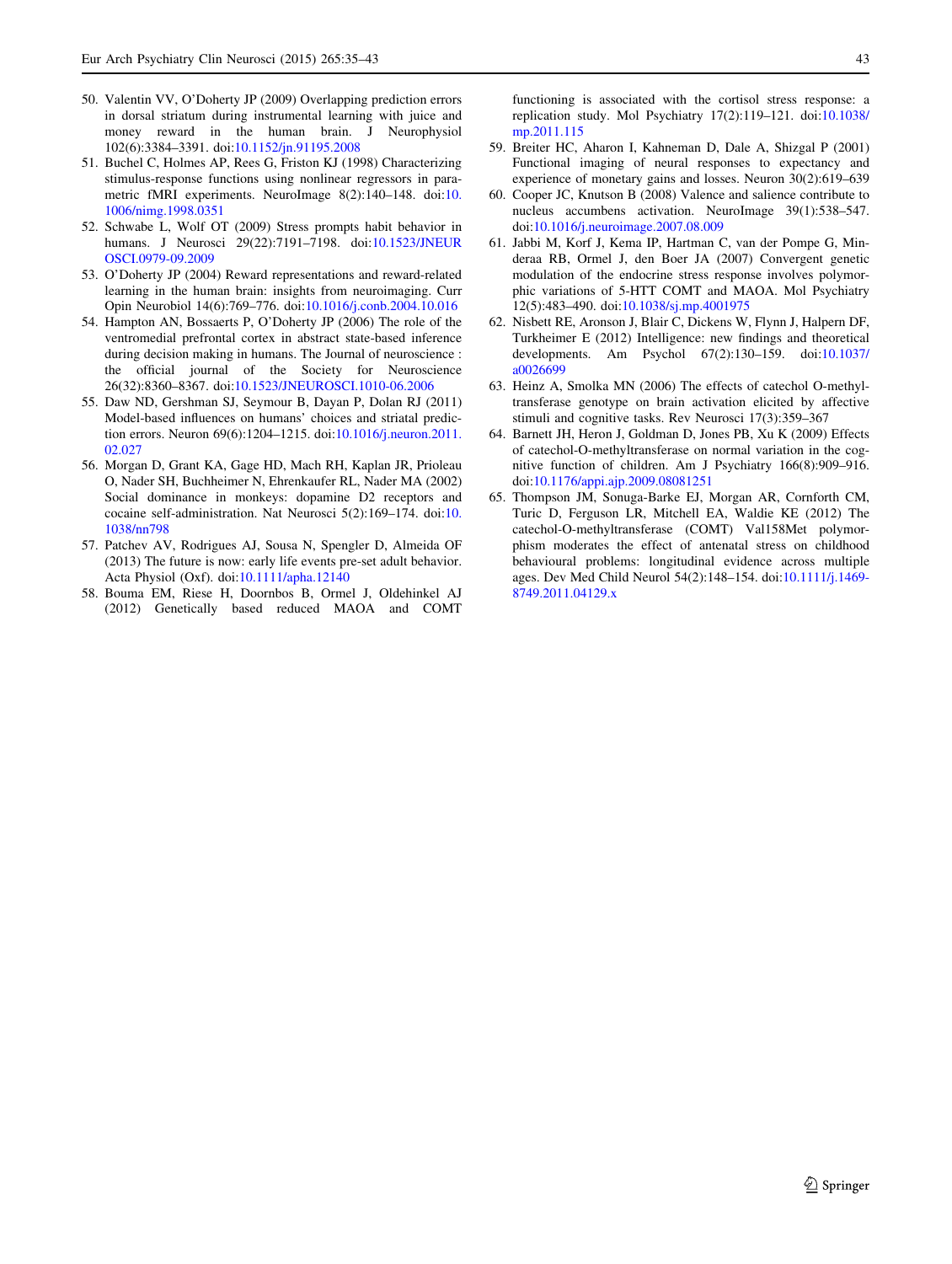50. Valentin VV, O'Doherty JP (2009) Overlapping prediction errors in dorsal striatum during instrumental learning with juice and money reward in the human brain. J Neurophysiol 102(6):3384–3391. doi:10.1152/jn.91195.2008
51. Buchel C, Holmes AP, Rees G, Friston KJ (1998) Characterizing stimulus-response functions using nonlinear regressors in parametric fMRI experiments. NeuroImage 8(2):140–148. doi:10.1006/nimg.1998.0351
52. Schwabe L, Wolf OT (2009) Stress prompts habit behavior in humans. J Neurosci 29(22):7191–7198. doi:10.1523/JNEUROSCI.0979-09.2009
53. O'Doherty JP (2004) Reward representations and reward-related learning in the human brain: insights from neuroimaging. Curr Opin Neurobiol 14(6):769–776. doi:10.1016/j.conb.2004.10.016
54. Hampton AN, Bossaerts P, O'Doherty JP (2006) The role of the ventromedial prefrontal cortex in abstract state-based inference during decision making in humans. The Journal of neuroscience : the official journal of the Society for Neuroscience 26(32):8360–8367. doi:10.1523/JNEUROSCI.1010-06.2006
55. Daw ND, Gershman SJ, Seymour B, Dayan P, Dolan RJ (2011) Model-based influences on humans' choices and striatal prediction errors. Neuron 69(6):1204–1215. doi:10.1016/j.neuron.2011.02.027
56. Morgan D, Grant KA, Gage HD, Mach RH, Kaplan JR, Prioleau O, Nader SH, Buchheimer N, Ehrenkaufer RL, Nader MA (2002) Social dominance in monkeys: dopamine D2 receptors and cocaine self-administration. Nat Neurosci 5(2):169–174. doi:10.1038/nn798
57. Patchev AV, Rodrigues AJ, Sousa N, Spengler D, Almeida OF (2013) The future is now: early life events pre-set adult behavior. Acta Physiol (Oxf). doi:10.1111/apha.12140
58. Bouma EM, Riese H, Doornbos B, Ormel J, Oldehinkel AJ (2012) Genetically based reduced MAOA and COMT functioning is associated with the cortisol stress response: a replication study. Mol Psychiatry 17(2):119–121. doi:10.1038/mp.2011.115
59. Breiter HC, Aharon I, Kahneman D, Dale A, Shizgal P (2001) Functional imaging of neural responses to expectancy and experience of monetary gains and losses. Neuron 30(2):619–639
60. Cooper JC, Knutson B (2008) Valence and salience contribute to nucleus accumbens activation. NeuroImage 39(1):538–547. doi:10.1016/j.neuroimage.2007.08.009
61. Jabbi M, Korf J, Kema IP, Hartman C, van der Pompe G, Minderaa RB, Ormel J, den Boer JA (2007) Convergent genetic modulation of the endocrine stress response involves polymorphic variations of 5-HTT COMT and MAOA. Mol Psychiatry 12(5):483–490. doi:10.1038/sj.mp.4001975
62. Nisbett RE, Aronson J, Blair C, Dickens W, Flynn J, Halpern DF, Turkheimer E (2012) Intelligence: new findings and theoretical developments. Am Psychol 67(2):130–159. doi:10.1037/a0026699
63. Heinz A, Smolka MN (2006) The effects of catechol O-methyltransferase genotype on brain activation elicited by affective stimuli and cognitive tasks. Rev Neurosci 17(3):359–367
64. Barnett JH, Heron J, Goldman D, Jones PB, Xu K (2009) Effects of catechol-O-methyltransferase on normal variation in the cognitive function of children. Am J Psychiatry 166(8):909–916. doi:10.1176/appi.ajp.2009.08081251
65. Thompson JM, Sonuga-Barke EJ, Morgan AR, Cornforth CM, Turic D, Ferguson LR, Mitchell EA, Waldie KE (2012) The catechol-O-methyltransferase (COMT) Val158Met polymorphism moderates the effect of antenatal stress on childhood behavioural problems: longitudinal evidence across multiple ages. Dev Med Child Neurol 54(2):148–154. doi:10.1111/j.1469-8749.2011.04129.x